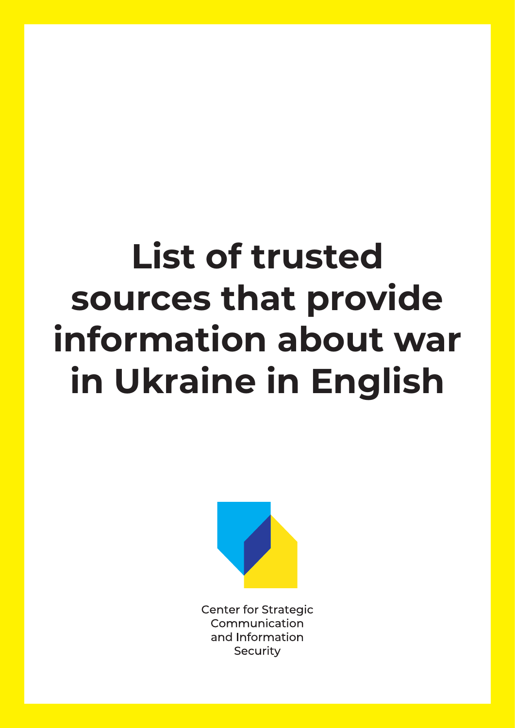# List of trusted sources that provide information about war in Ukraine in English

Center for Strategic Communication and Information Security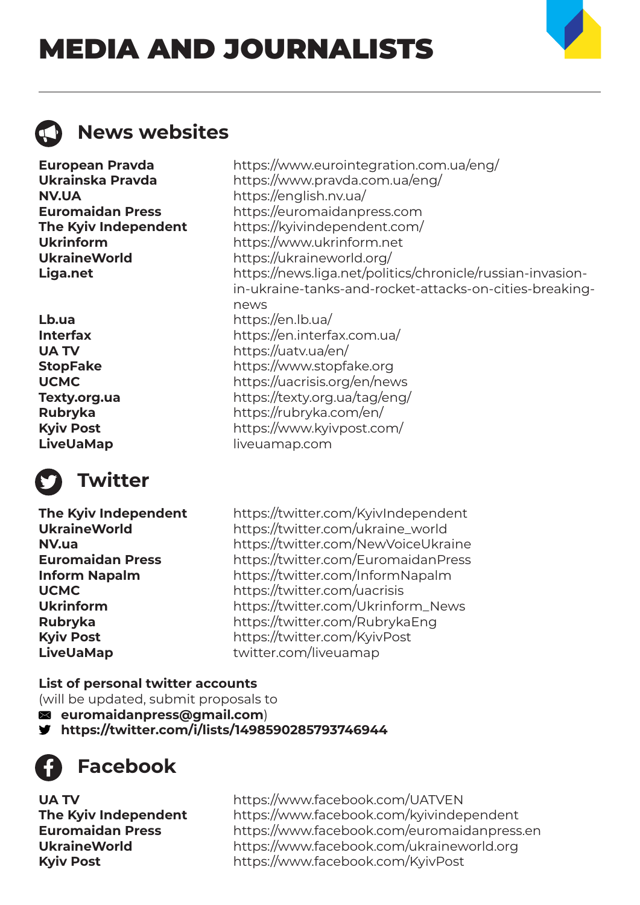# MEDIA AND JOURNALISTS

## News websites

| | |
|---|---|
| **European Pravda** | https://www.eurointegration.com.ua/eng/ |
| **Ukrainska Pravda** | https://www.pravda.com.ua/eng/ |
| **NV.UA** | https://english.nv.ua/ |
| **Euromaidan Press** | https://euromaidanpress.com |
| **The Kyiv Independent** | https://kyivindependent.com/ |
| **Ukrinform** | https://www.ukrinform.net |
| **UkraineWorld** | https://ukraineworld.org/ |
| **Liga.net** | https://news.liga.net/politics/chronicle/russian-invasion-in-ukraine-tanks-and-rocket-attacks-on-cities-breaking-news |
| **Lb.ua** | https://en.lb.ua/ |
| **Interfax** | https://en.interfax.com.ua/ |
| **UA TV** | https://uatv.ua/en/ |
| **StopFake** | https://www.stopfake.org |
| **UCMC** | https://uacrisis.org/en/news |
| **Texty.org.ua** | https://texty.org.ua/tag/eng/ |
| **Rubryka** | https://rubryka.com/en/ |
| **Kyiv Post** | https://www.kyivpost.com/ |
| **LiveUaMap** | liveuamap.com |

## Twitter

| | |
|---|---|
| **The Kyiv Independent** | https://twitter.com/KyivIndependent |
| **UkraineWorld** | https://twitter.com/ukraine_world |
| **NV.ua** | https://twitter.com/NewVoiceUkraine |
| **Euromaidan Press** | https://twitter.com/EuromaidanPress |
| **Inform Napalm** | https://twitter.com/InformNapalm |
| **UCMC** | https://twitter.com/uacrisis |
| **Ukrinform** | https://twitter.com/Ukrinform_News |
| **Rubryka** | https://twitter.com/RubrykaEng |
| **Kyiv Post** | https://twitter.com/KyivPost |
| **LiveUaMap** | twitter.com/liveuamap |

**List of personal twitter accounts**
(will be updated, submit proposals to
- **euromaidanpress@gmail.com**)
- **https://twitter.com/i/lists/1498590285793746944**

## Facebook

| | |
|---|---|
| **UA TV** | https://www.facebook.com/UATVEN |
| **The Kyiv Independent** | https://www.facebook.com/kyivindependent |
| **Euromaidan Press** | https://www.facebook.com/euromaidanpress.en |
| **UkraineWorld** | https://www.facebook.com/ukraineworld.org |
| **Kyiv Post** | https://www.facebook.com/KyivPost |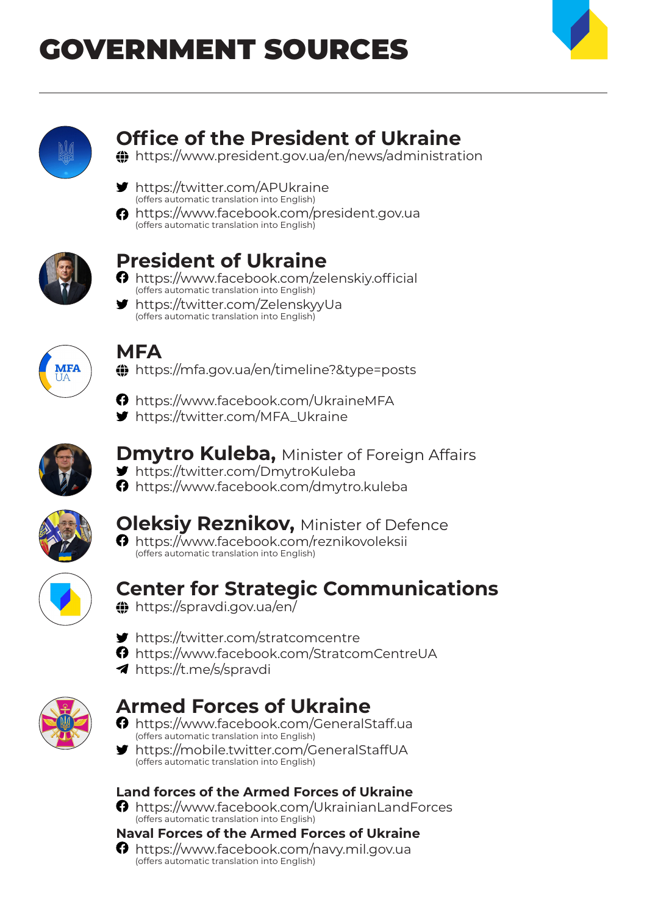# GOVERNMENT SOURCES

## Office of the President of Ukraine

- https://www.president.gov.ua/en/news/administration
- https://twitter.com/APUkraine
  (offers automatic translation into English)
- https://www.facebook.com/president.gov.ua
  (offers automatic translation into English)

## President of Ukraine

- https://www.facebook.com/zelenskiy.official
  (offers automatic translation into English)
- https://twitter.com/ZelenskyyUa
  (offers automatic translation into English)

## MFA

- https://mfa.gov.ua/en/timeline?&type=posts
- https://www.facebook.com/UkraineMFA
- https://twitter.com/MFA_Ukraine

## Dmytro Kuleba, Minister of Foreign Affairs

- https://twitter.com/DmytroKuleba
- https://www.facebook.com/dmytro.kuleba

## Oleksiy Reznikov, Minister of Defence

- https://www.facebook.com/reznikovoleksii
  (offers automatic translation into English)

## Center for Strategic Communications

- https://spravdi.gov.ua/en/
- https://twitter.com/stratcomcentre
- https://www.facebook.com/StratcomCentreUA
- https://t.me/s/spravdi

## Armed Forces of Ukraine

- https://www.facebook.com/GeneralStaff.ua
  (offers automatic translation into English)
- https://mobile.twitter.com/GeneralStaffUA
  (offers automatic translation into English)

### Land forces of the Armed Forces of Ukraine

- https://www.facebook.com/UkrainianLandForces
  (offers automatic translation into English)

### Naval Forces of the Armed Forces of Ukraine

- https://www.facebook.com/navy.mil.gov.ua
  (offers automatic translation into English)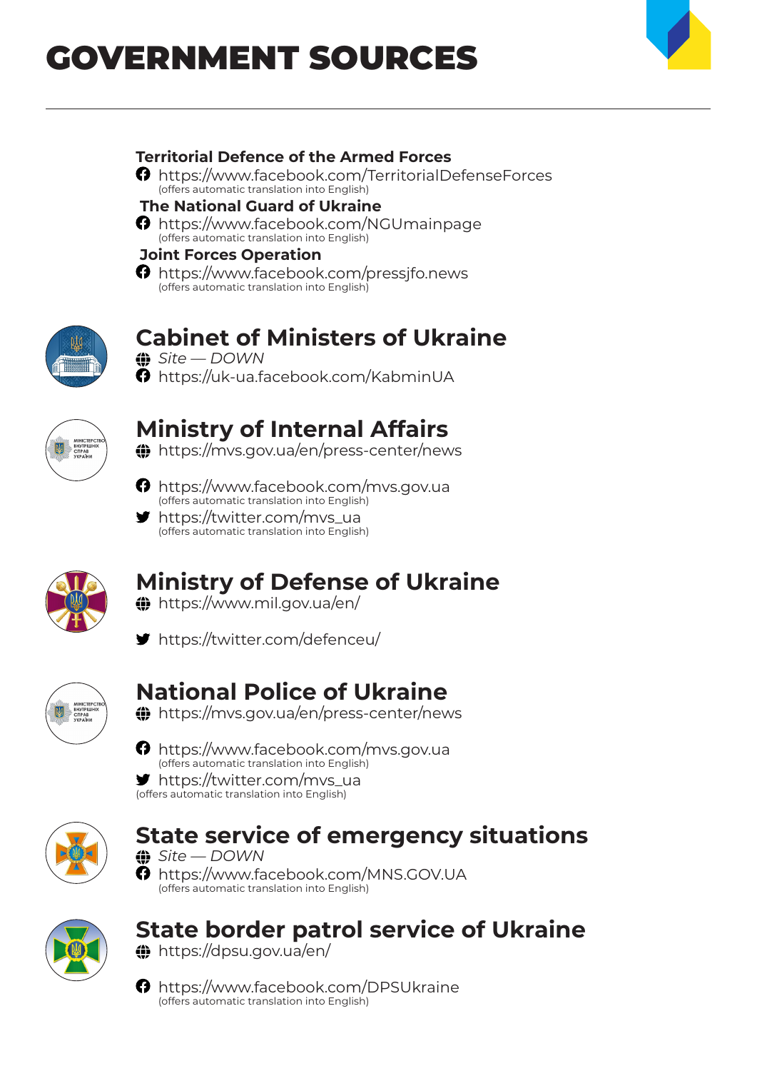# GOVERNMENT SOURCES

**Territorial Defence of the Armed Forces**

https://www.facebook.com/TerritorialDefenseForces
(offers automatic translation into English)

**The National Guard of Ukraine**

https://www.facebook.com/NGUmainpage
(offers automatic translation into English)

**Joint Forces Operation**

https://www.facebook.com/pressjfo.news
(offers automatic translation into English)

## Cabinet of Ministers of Ukraine

*Site — DOWN*

https://uk-ua.facebook.com/KabminUA

## Ministry of Internal Affairs

https://mvs.gov.ua/en/press-center/news

https://www.facebook.com/mvs.gov.ua
(offers automatic translation into English)

https://twitter.com/mvs_ua
(offers automatic translation into English)

## Ministry of Defense of Ukraine

https://www.mil.gov.ua/en/

https://twitter.com/defenceu/

## National Police of Ukraine

https://mvs.gov.ua/en/press-center/news

https://www.facebook.com/mvs.gov.ua
(offers automatic translation into English)

https://twitter.com/mvs_ua
(offers automatic translation into English)

## State service of emergency situations

*Site — DOWN*

https://www.facebook.com/MNS.GOV.UA
(offers automatic translation into English)

## State border patrol service of Ukraine

https://dpsu.gov.ua/en/

https://www.facebook.com/DPSUkraine
(offers automatic translation into English)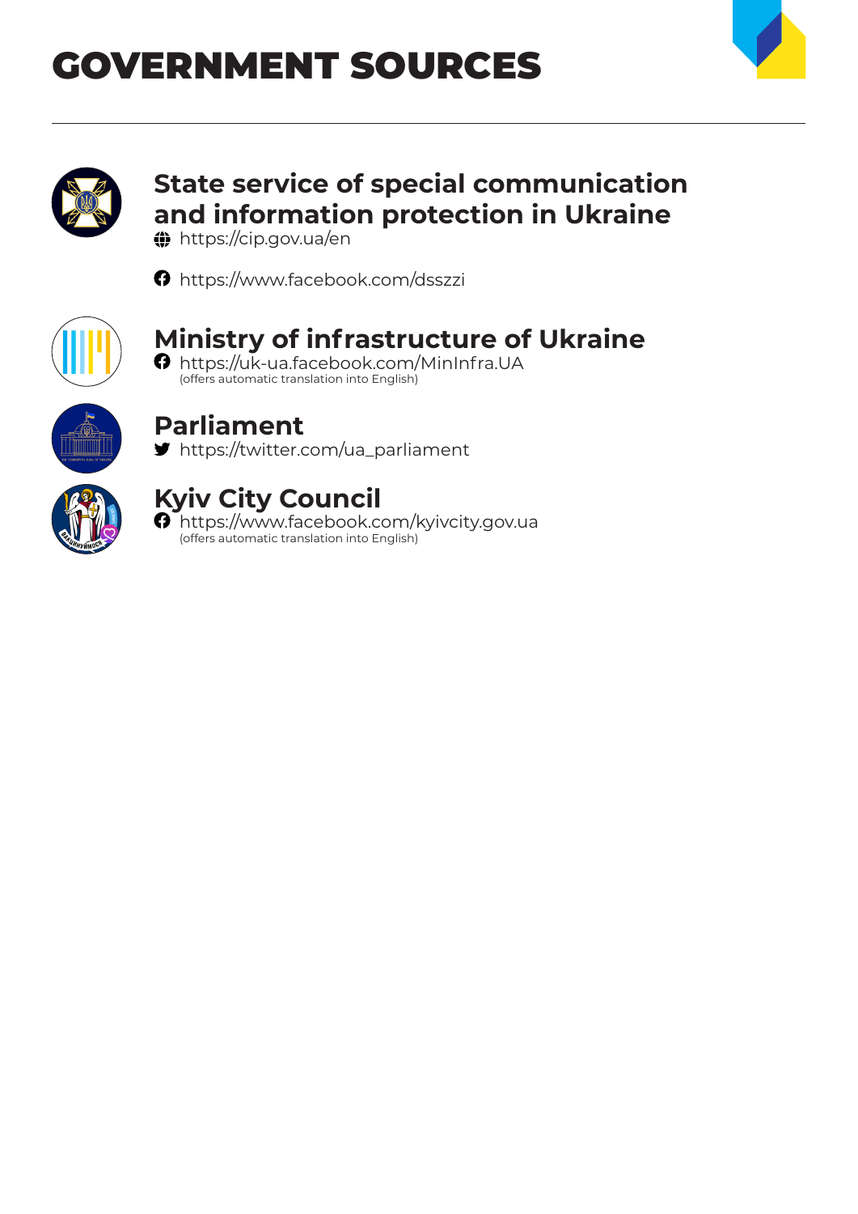# GOVERNMENT SOURCES

## State service of special communication and information protection in Ukraine

https://cip.gov.ua/en

https://www.facebook.com/dsszzi

## Ministry of infrastructure of Ukraine

https://uk-ua.facebook.com/MinInfra.UA
(offers automatic translation into English)

## Parliament

https://twitter.com/ua_parliament

## Kyiv City Council

https://www.facebook.com/kyivcity.gov.ua
(offers automatic translation into English)